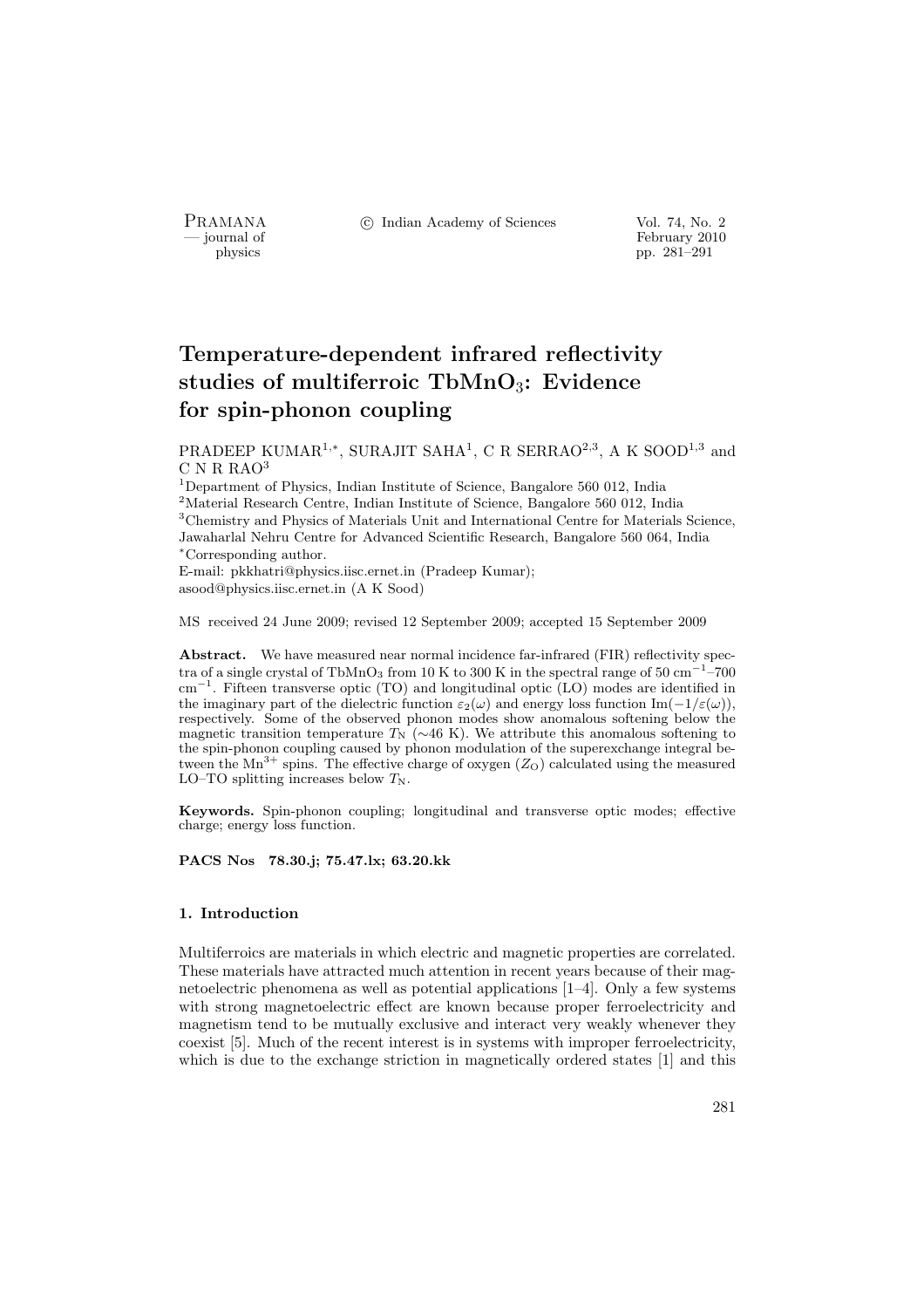# Temperature-dependent infrared reflectivity studies of multiferroic $TbMnO_3$: Evidence for spin-phonon coupling

PRADEEP KUMAR[1,*], SURAJIT SAHA[1], C R SERRAO[2,3], A K SOOD[1,3] and C N R RAO[3]

[1]Department of Physics, Indian Institute of Science, Bangalore 560 012, India
[2]Material Research Centre, Indian Institute of Science, Bangalore 560 012, India
[3]Chemistry and Physics of Materials Unit and International Centre for Materials Science, Jawaharlal Nehru Centre for Advanced Scientific Research, Bangalore 560 064, India
[*]Corresponding author.
E-mail: pkkhatri@physics.iisc.ernet.in (Pradeep Kumar); asood@physics.iisc.ernet.in (A K Sood)

MS received 24 June 2009; revised 12 September 2009; accepted 15 September 2009

**Abstract.** We have measured near normal incidence far-infrared (FIR) reflectivity spectra of a single crystal of $TbMnO_3$ from 10 K to 300 K in the spectral range of 50 $cm^{-1}$–700 $cm^{-1}$. Fifteen transverse optic (TO) and longitudinal optic (LO) modes are identified in the imaginary part of the dielectric function $\varepsilon_2(\omega)$ and energy loss function $\mathrm{Im}(-1/\varepsilon(\omega))$, respectively. Some of the observed phonon modes show anomalous softening below the magnetic transition temperature $T_N$ (∼46 K). We attribute this anomalous softening to the spin-phonon coupling caused by phonon modulation of the superexchange integral between the $Mn^{3+}$ spins. The effective charge of oxygen ($Z_O$) calculated using the measured LO–TO splitting increases below $T_N$.

**Keywords.** Spin-phonon coupling; longitudinal and transverse optic modes; effective charge; energy loss function.

**PACS Nos 78.30.j; 75.47.lx; 63.20.kk**

### 1. Introduction

Multiferroics are materials in which electric and magnetic properties are correlated. These materials have attracted much attention in recent years because of their magnetoelectric phenomena as well as potential applications [1–4]. Only a few systems with strong magnetoelectric effect are known because proper ferroelectricity and magnetism tend to be mutually exclusive and interact very weakly whenever they coexist [5]. Much of the recent interest is in systems with improper ferroelectricity, which is due to the exchange striction in magnetically ordered states [1] and this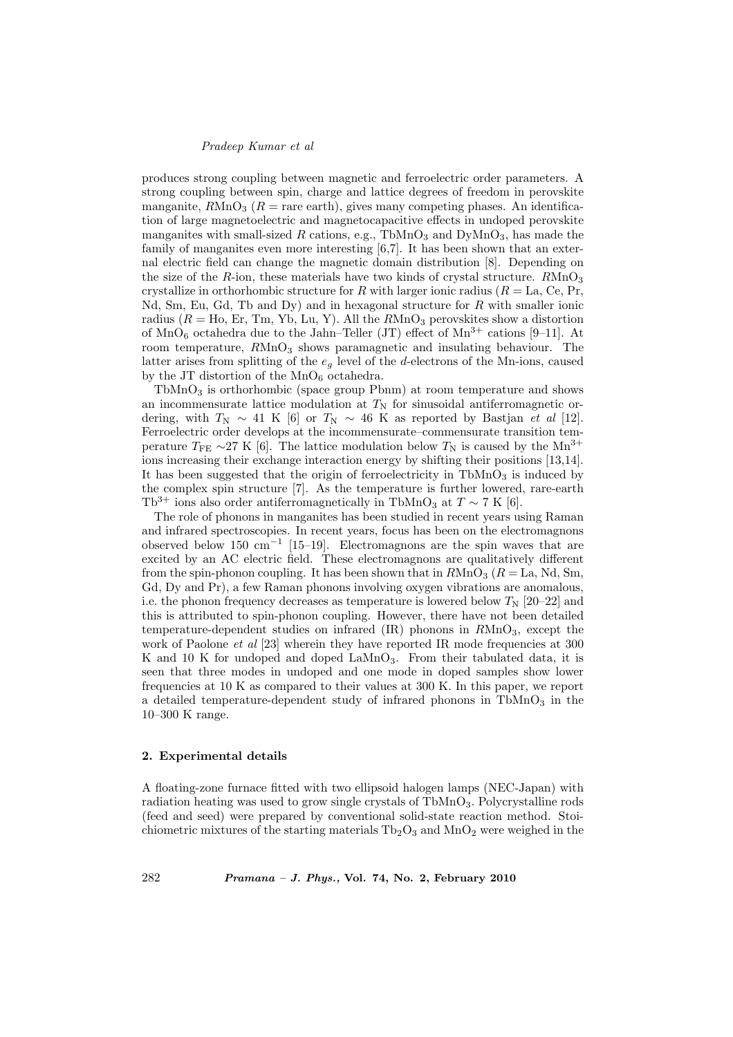produces strong coupling between magnetic and ferroelectric order parameters. A strong coupling between spin, charge and lattice degrees of freedom in perovskite manganite, $RMnO_3$ ($R$ = rare earth), gives many competing phases. An identification of large magnetoelectric and magnetocapacitive effects in undoped perovskite manganites with small-sized $R$ cations, e.g., $TbMnO_3$ and $DyMnO_3$, has made the family of manganites even more interesting [6,7]. It has been shown that an external electric field can change the magnetic domain distribution [8]. Depending on the size of the $R$-ion, these materials have two kinds of crystal structure. $RMnO_3$ crystallize in orthorhombic structure for $R$ with larger ionic radius ($R$ = La, Ce, Pr, Nd, Sm, Eu, Gd, Tb and Dy) and in hexagonal structure for $R$ with smaller ionic radius ($R$ = Ho, Er, Tm, Yb, Lu, Y). All the $RMnO_3$ perovskites show a distortion of $MnO_6$ octahedra due to the Jahn–Teller (JT) effect of $Mn^{3+}$ cations [9–11]. At room temperature, $RMnO_3$ shows paramagnetic and insulating behaviour. The latter arises from splitting of the $e_g$ level of the $d$-electrons of the Mn-ions, caused by the JT distortion of the $MnO_6$ octahedra.

$TbMnO_3$ is orthorhombic (space group Pbnm) at room temperature and shows an incommensurate lattice modulation at $T_N$ for sinusoidal antiferromagnetic ordering, with $T_N \sim 41$ K [6] or $T_N \sim 46$ K as reported by Bastjan *et al* [12]. Ferroelectric order develops at the incommensurate–commensurate transition temperature $T_{FE} \sim 27$ K [6]. The lattice modulation below $T_N$ is caused by the $Mn^{3+}$ ions increasing their exchange interaction energy by shifting their positions [13,14]. It has been suggested that the origin of ferroelectricity in $TbMnO_3$ is induced by the complex spin structure [7]. As the temperature is further lowered, rare-earth $Tb^{3+}$ ions also order antiferromagnetically in $TbMnO_3$ at $T \sim 7$ K [6].

The role of phonons in manganites has been studied in recent years using Raman and infrared spectroscopies. In recent years, focus has been on the electromagnons observed below 150 $cm^{-1}$ [15–19]. Electromagnons are the spin waves that are excited by an AC electric field. These electromagnons are qualitatively different from the spin-phonon coupling. It has been shown that in $RMnO_3$ ($R$ = La, Nd, Sm, Gd, Dy and Pr), a few Raman phonons involving oxygen vibrations are anomalous, i.e. the phonon frequency decreases as temperature is lowered below $T_N$ [20–22] and this is attributed to spin-phonon coupling. However, there have not been detailed temperature-dependent studies on infrared (IR) phonons in $RMnO_3$, except the work of Paolone *et al* [23] wherein they have reported IR mode frequencies at 300 K and 10 K for undoped and doped $LaMnO_3$. From their tabulated data, it is seen that three modes in undoped and one mode in doped samples show lower frequencies at 10 K as compared to their values at 300 K. In this paper, we report a detailed temperature-dependent study of infrared phonons in $TbMnO_3$ in the 10–300 K range.

## 2. Experimental details

A floating-zone furnace fitted with two ellipsoid halogen lamps (NEC-Japan) with radiation heating was used to grow single crystals of $TbMnO_3$. Polycrystalline rods (feed and seed) were prepared by conventional solid-state reaction method. Stoichiometric mixtures of the starting materials $Tb_2O_3$ and $MnO_2$ were weighed in the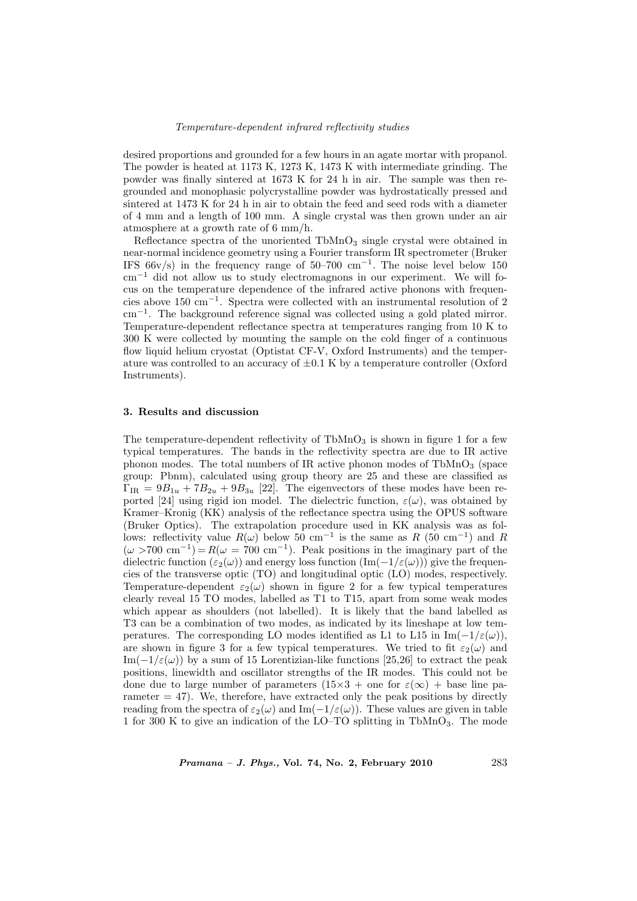desired proportions and grounded for a few hours in an agate mortar with propanol. The powder is heated at 1173 K, 1273 K, 1473 K with intermediate grinding. The powder was finally sintered at 1673 K for 24 h in air. The sample was then regrounded and monophasic polycrystalline powder was hydrostatically pressed and sintered at 1473 K for 24 h in air to obtain the feed and seed rods with a diameter of 4 mm and a length of 100 mm. A single crystal was then grown under an air atmosphere at a growth rate of 6 mm/h.

Reflectance spectra of the unoriented $TbMnO_3$ single crystal were obtained in near-normal incidence geometry using a Fourier transform IR spectrometer (Bruker IFS 66v/s) in the frequency range of 50–700 $cm^{-1}$. The noise level below 150 $cm^{-1}$ did not allow us to study electromagnons in our experiment. We will focus on the temperature dependence of the infrared active phonons with frequencies above 150 $cm^{-1}$. Spectra were collected with an instrumental resolution of 2 $cm^{-1}$. The background reference signal was collected using a gold plated mirror. Temperature-dependent reflectance spectra at temperatures ranging from 10 K to 300 K were collected by mounting the sample on the cold finger of a continuous flow liquid helium cryostat (Optistat CF-V, Oxford Instruments) and the temperature was controlled to an accuracy of $\pm 0.1$ K by a temperature controller (Oxford Instruments).

## 3. Results and discussion

The temperature-dependent reflectivity of $TbMnO_3$ is shown in figure 1 for a few typical temperatures. The bands in the reflectivity spectra are due to IR active phonon modes. The total numbers of IR active phonon modes of $TbMnO_3$ (space group: Pbnm), calculated using group theory are 25 and these are classified as $\Gamma_{\rm IR} = 9B_{1u} + 7B_{2u} + 9B_{3u}$ [22]. The eigenvectors of these modes have been reported [24] using rigid ion model. The dielectric function, $\varepsilon(\omega)$, was obtained by Kramer–Kronig (KK) analysis of the reflectance spectra using the OPUS software (Bruker Optics). The extrapolation procedure used in KK analysis was as follows: reflectivity value $R(\omega)$ below 50 $cm^{-1}$ is the same as $R$ (50 $cm^{-1}$) and $R$ ($\omega$ >700 $cm^{-1}$) = $R(\omega$ = 700 $cm^{-1}$). Peak positions in the imaginary part of the dielectric function ($\varepsilon_2(\omega)$) and energy loss function ($\text{Im}(-1/\varepsilon(\omega))$) give the frequencies of the transverse optic (TO) and longitudinal optic (LO) modes, respectively. Temperature-dependent $\varepsilon_2(\omega)$ shown in figure 2 for a few typical temperatures clearly reveal 15 TO modes, labelled as T1 to T15, apart from some weak modes which appear as shoulders (not labelled). It is likely that the band labelled as T3 can be a combination of two modes, as indicated by its lineshape at low temperatures. The corresponding LO modes identified as L1 to L15 in $\text{Im}(-1/\varepsilon(\omega))$, are shown in figure 3 for a few typical temperatures. We tried to fit $\varepsilon_2(\omega)$ and $\text{Im}(-1/\varepsilon(\omega))$ by a sum of 15 Lorentizian-like functions [25,26] to extract the peak positions, linewidth and oscillator strengths of the IR modes. This could not be done due to large number of parameters (15×3 + one for $\varepsilon(\infty)$ + base line parameter = 47). We, therefore, have extracted only the peak positions by directly reading from the spectra of $\varepsilon_2(\omega)$ and $\text{Im}(-1/\varepsilon(\omega))$. These values are given in table 1 for 300 K to give an indication of the LO–TO splitting in $TbMnO_3$. The mode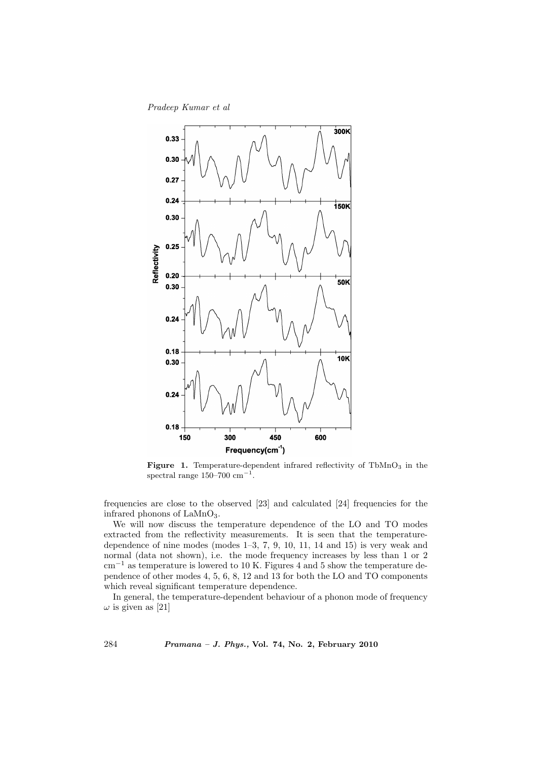**Figure 1.** Temperature-dependent infrared reflectivity of $TbMnO_3$ in the spectral range 150–700 $cm^{-1}$.

frequencies are close to the observed [23] and calculated [24] frequencies for the infrared phonons of $LaMnO_3$.

We will now discuss the temperature dependence of the LO and TO modes extracted from the reflectivity measurements. It is seen that the temperature-dependence of nine modes (modes 1–3, 7, 9, 10, 11, 14 and 15) is very weak and normal (data not shown), i.e. the mode frequency increases by less than 1 or 2 $cm^{-1}$ as temperature is lowered to 10 K. Figures 4 and 5 show the temperature dependence of other modes 4, 5, 6, 8, 12 and 13 for both the LO and TO components which reveal significant temperature dependence.

In general, the temperature-dependent behaviour of a phonon mode of frequency $\omega$ is given as [21]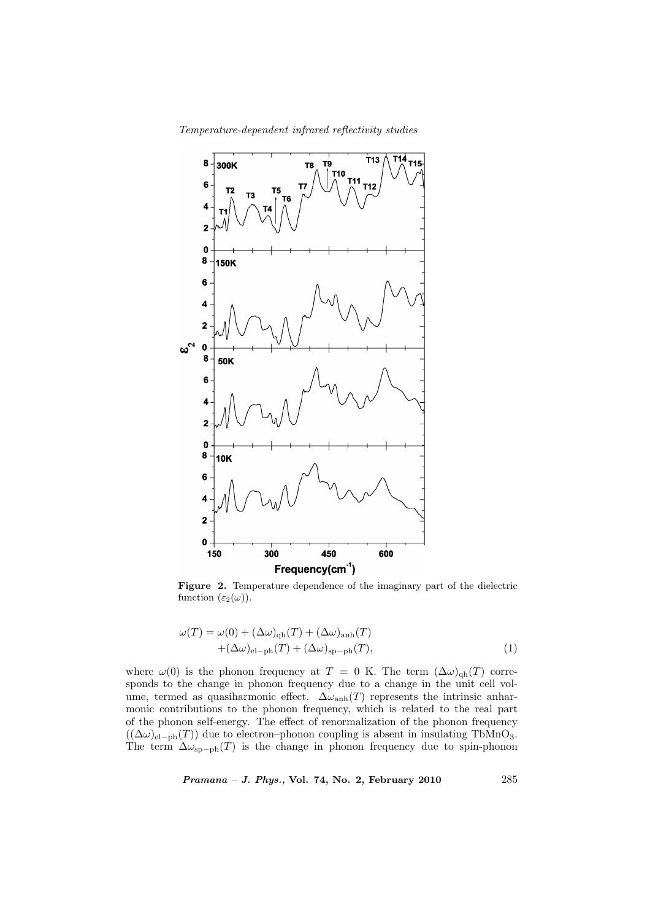**Figure 2.** Temperature dependence of the imaginary part of the dielectric function ($\varepsilon_2(\omega)$).

$$\omega(T) = \omega(0) + (\Delta\omega)_{\rm qh}(T) + (\Delta\omega)_{\rm anh}(T) + (\Delta\omega)_{\rm el-ph}(T) + (\Delta\omega)_{\rm sp-ph}(T), \tag{1}$$

where $\omega(0)$ is the phonon frequency at $T = 0$ K. The term $(\Delta\omega)_{\rm qh}(T)$ corresponds to the change in phonon frequency due to a change in the unit cell volume, termed as quasiharmonic effect. $\Delta\omega_{\rm anh}(T)$ represents the intrinsic anharmonic contributions to the phonon frequency, which is related to the real part of the phonon self-energy. The effect of renormalization of the phonon frequency ($(\Delta\omega)_{\rm el-ph}(T)$) due to electron–phonon coupling is absent in insulating $TbMnO_3$. The term $\Delta\omega_{\rm sp-ph}(T)$ is the change in phonon frequency due to spin-phonon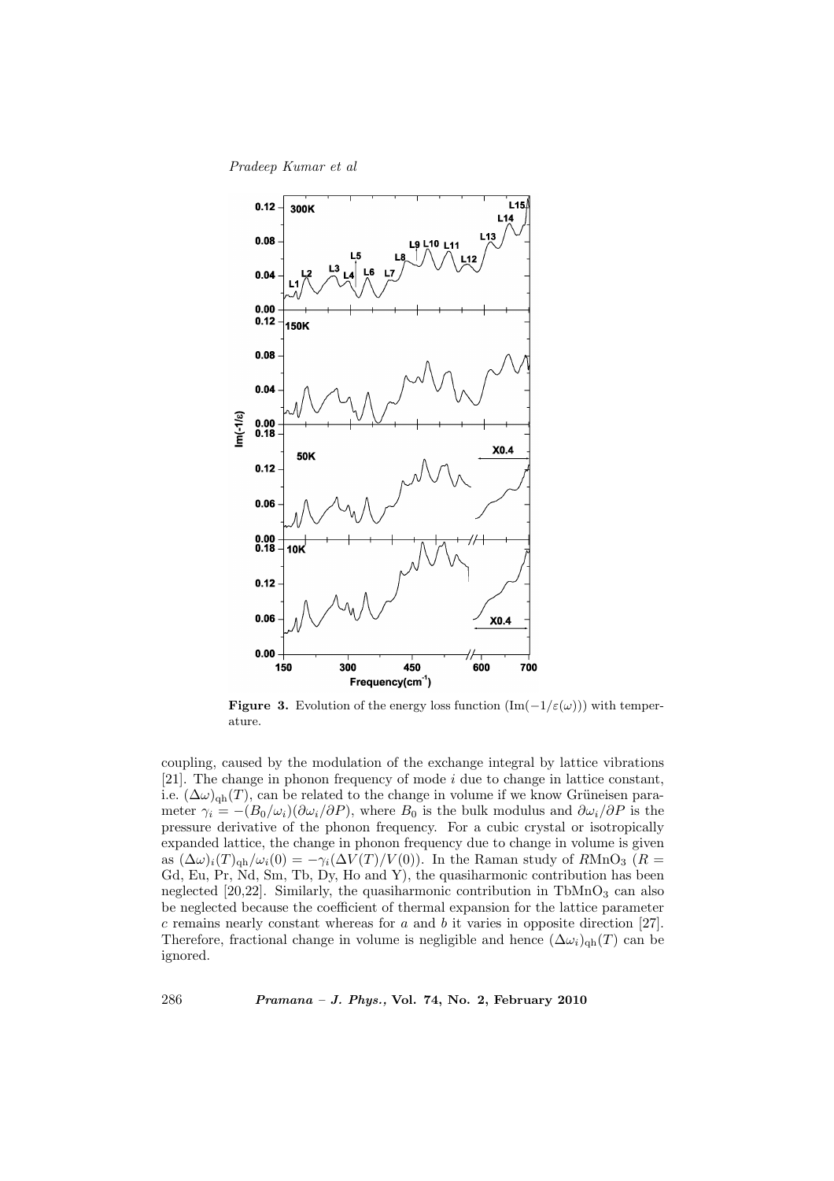**Figure 3.** Evolution of the energy loss function ($\text{Im}(-1/\varepsilon(\omega))$) with temperature.

coupling, caused by the modulation of the exchange integral by lattice vibrations [21]. The change in phonon frequency of mode $i$ due to change in lattice constant, i.e. $(\Delta\omega)_{\text{qh}}(T)$, can be related to the change in volume if we know Grüneisen parameter $\gamma_i = -(B_0/\omega_i)(\partial\omega_i/\partial P)$, where $B_0$ is the bulk modulus and $\partial\omega_i/\partial P$ is the pressure derivative of the phonon frequency. For a cubic crystal or isotropically expanded lattice, the change in phonon frequency due to change in volume is given as $(\Delta\omega)_i(T)_{\text{qh}}/\omega_i(0) = -\gamma_i(\Delta V(T)/V(0))$. In the Raman study of $R\text{MnO}_3$ ($R$ = Gd, Eu, Pr, Nd, Sm, Tb, Dy, Ho and Y), the quasiharmonic contribution has been neglected [20,22]. Similarly, the quasiharmonic contribution in $\text{TbMnO}_3$ can also be neglected because the coefficient of thermal expansion for the lattice parameter $c$ remains nearly constant whereas for $a$ and $b$ it varies in opposite direction [27]. Therefore, fractional change in volume is negligible and hence $(\Delta\omega_i)_{\text{qh}}(T)$ can be ignored.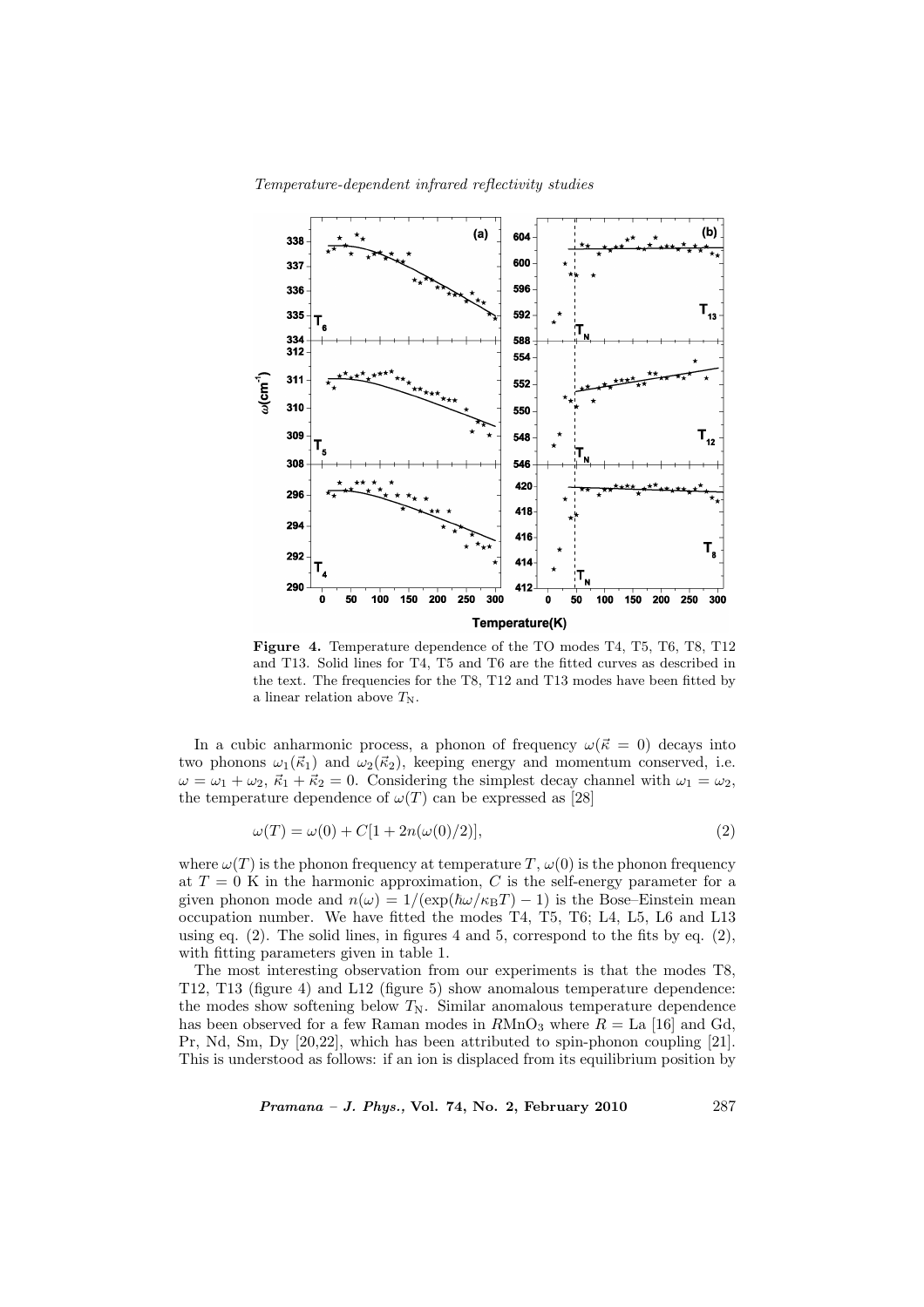**Figure 4.** Temperature dependence of the TO modes T4, T5, T6, T8, T12 and T13. Solid lines for T4, T5 and T6 are the fitted curves as described in the text. The frequencies for the T8, T12 and T13 modes have been fitted by a linear relation above $T_N$.

In a cubic anharmonic process, a phonon of frequency $\omega(\vec{\kappa} = 0)$ decays into two phonons $\omega_1(\vec{\kappa}_1)$ and $\omega_2(\vec{\kappa}_2)$, keeping energy and momentum conserved, i.e. $\omega = \omega_1 + \omega_2$, $\vec{\kappa}_1 + \vec{\kappa}_2 = 0$. Considering the simplest decay channel with $\omega_1 = \omega_2$, the temperature dependence of $\omega(T)$ can be expressed as [28]

$$\omega(T) = \omega(0) + C[1 + 2n(\omega(0)/2)], \tag{2}$$

where $\omega(T)$ is the phonon frequency at temperature $T$, $\omega(0)$ is the phonon frequency at $T = 0$ K in the harmonic approximation, $C$ is the self-energy parameter for a given phonon mode and $n(\omega) = 1/(\exp(\hbar\omega/\kappa_B T) - 1)$ is the Bose–Einstein mean occupation number. We have fitted the modes T4, T5, T6; L4, L5, L6 and L13 using eq. (2). The solid lines, in figures 4 and 5, correspond to the fits by eq. (2), with fitting parameters given in table 1.

The most interesting observation from our experiments is that the modes T8, T12, T13 (figure 4) and L12 (figure 5) show anomalous temperature dependence: the modes show softening below $T_N$. Similar anomalous temperature dependence has been observed for a few Raman modes in $R$MnO$_3$ where $R$ = La [16] and Gd, Pr, Nd, Sm, Dy [20,22], which has been attributed to spin-phonon coupling [21]. This is understood as follows: if an ion is displaced from its equilibrium position by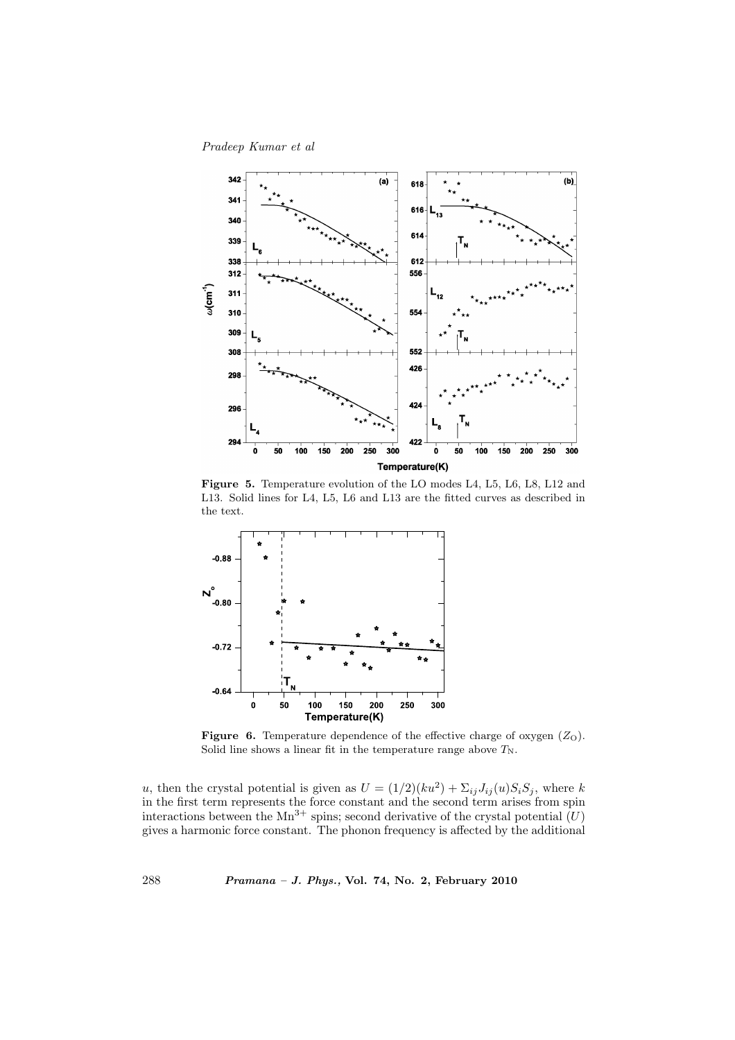**Figure 5.** Temperature evolution of the LO modes L4, L5, L6, L8, L12 and L13. Solid lines for L4, L5, L6 and L13 are the fitted curves as described in the text.

**Figure 6.** Temperature dependence of the effective charge of oxygen ($Z_{\mathrm{O}}$). Solid line shows a linear fit in the temperature range above $T_{\mathrm{N}}$.

$u$, then the crystal potential is given as $U = (1/2)(ku^2) + \Sigma_{ij} J_{ij}(u) S_i S_j$, where $k$ in the first term represents the force constant and the second term arises from spin interactions between the $\mathrm{Mn}^{3+}$ spins; second derivative of the crystal potential ($U$) gives a harmonic force constant. The phonon frequency is affected by the additional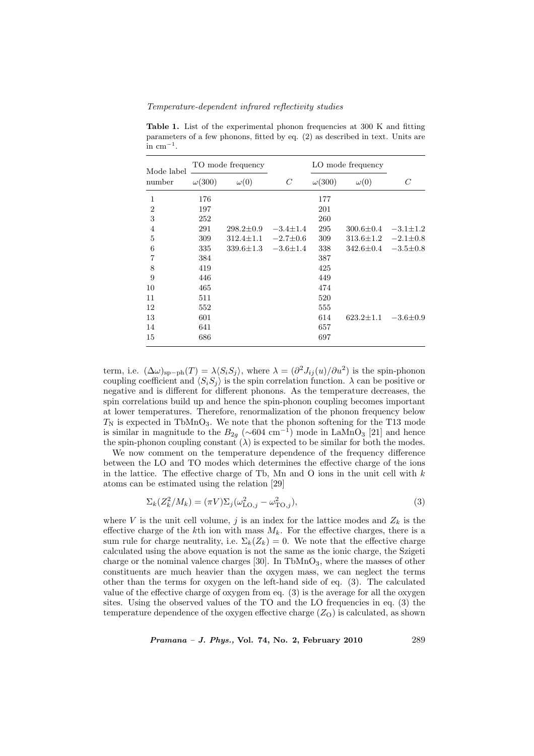**Table 1.** List of the experimental phonon frequencies at 300 K and fitting parameters of a few phonons, fitted by eq. (2) as described in text. Units are in $cm^{-1}$.

| Mode label | TO mode frequency | | | LO mode frequency | | |
|---|---|---|---|---|---|---|
| number | $\omega(300)$ | $\omega(0)$ | $C$ | $\omega(300)$ | $\omega(0)$ | $C$ |
| 1 | 176 | | | 177 | | |
| 2 | 197 | | | 201 | | |
| 3 | 252 | | | 260 | | |
| 4 | 291 | 298.2±0.9 | −3.4±1.4 | 295 | 300.6±0.4 | −3.1±1.2 |
| 5 | 309 | 312.4±1.1 | −2.7±0.6 | 309 | 313.6±1.2 | −2.1±0.8 |
| 6 | 335 | 339.6±1.3 | −3.6±1.4 | 338 | 342.6±0.4 | −3.5±0.8 |
| 7 | 384 | | | 387 | | |
| 8 | 419 | | | 425 | | |
| 9 | 446 | | | 449 | | |
| 10 | 465 | | | 474 | | |
| 11 | 511 | | | 520 | | |
| 12 | 552 | | | 555 | | |
| 13 | 601 | | | 614 | 623.2±1.1 | −3.6±0.9 |
| 14 | 641 | | | 657 | | |
| 15 | 686 | | | 697 | | |

term, i.e. $(\Delta\omega)_{\rm sp-ph}(T) = \lambda\langle S_i S_j\rangle$, where $\lambda = (\partial^2 J_{ij}(u)/\partial u^2)$ is the spin-phonon coupling coefficient and $\langle S_i S_j\rangle$ is the spin correlation function. $\lambda$ can be positive or negative and is different for different phonons. As the temperature decreases, the spin correlations build up and hence the spin-phonon coupling becomes important at lower temperatures. Therefore, renormalization of the phonon frequency below $T_{\rm N}$ is expected in $TbMnO_3$. We note that the phonon softening for the T13 mode is similar in magnitude to the $B_{2g}$ ($\sim$604 $cm^{-1}$) mode in $LaMnO_3$ [21] and hence the spin-phonon coupling constant ($\lambda$) is expected to be similar for both the modes.

We now comment on the temperature dependence of the frequency difference between the LO and TO modes which determines the effective charge of the ions in the lattice. The effective charge of Tb, Mn and O ions in the unit cell with $k$ atoms can be estimated using the relation [29]

$$\Sigma_k(Z_k^2/M_k) = (\pi V)\Sigma_j(\omega_{{\rm LO},j}^2 - \omega_{{\rm TO},j}^2), \tag{3}$$

where $V$ is the unit cell volume, $j$ is an index for the lattice modes and $Z_k$ is the effective charge of the $k$th ion with mass $M_k$. For the effective charges, there is a sum rule for charge neutrality, i.e. $\Sigma_k(Z_k) = 0$. We note that the effective charge calculated using the above equation is not the same as the ionic charge, the Szigeti charge or the nominal valence charges [30]. In $TbMnO_3$, where the masses of other constituents are much heavier than the oxygen mass, we can neglect the terms other than the terms for oxygen on the left-hand side of eq. (3). The calculated value of the effective charge of oxygen from eq. (3) is the average for all the oxygen sites. Using the observed values of the TO and the LO frequencies in eq. (3) the temperature dependence of the oxygen effective charge ($Z_{\rm O}$) is calculated, as shown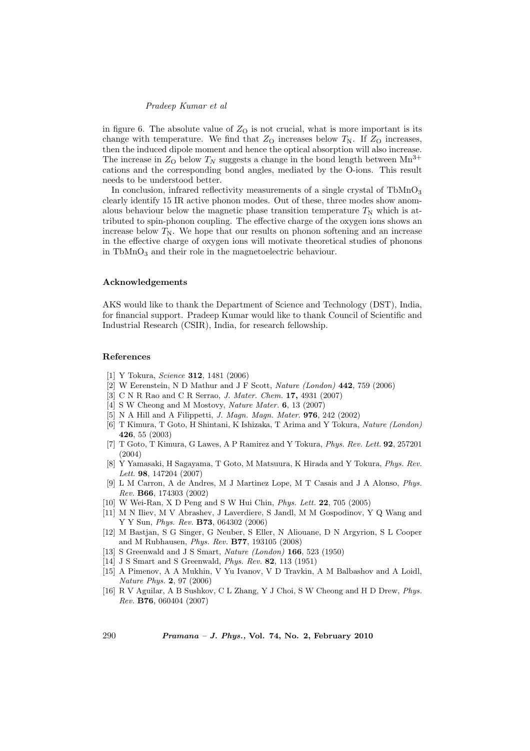in figure 6. The absolute value of $Z_{\rm O}$ is not crucial, what is more important is its change with temperature. We find that $Z_{\rm O}$ increases below $T_{\rm N}$. If $Z_{\rm O}$ increases, then the induced dipole moment and hence the optical absorption will also increase. The increase in $Z_{\rm O}$ below $T_N$ suggests a change in the bond length between $Mn^{3+}$ cations and the corresponding bond angles, mediated by the O-ions. This result needs to be understood better.

In conclusion, infrared reflectivity measurements of a single crystal of $TbMnO_3$ clearly identify 15 IR active phonon modes. Out of these, three modes show anomalous behaviour below the magnetic phase transition temperature $T_{\rm N}$ which is attributed to spin-phonon coupling. The effective charge of the oxygen ions shows an increase below $T_{\rm N}$. We hope that our results on phonon softening and an increase in the effective charge of oxygen ions will motivate theoretical studies of phonons in $TbMnO_3$ and their role in the magnetoelectric behaviour.

## Acknowledgements

AKS would like to thank the Department of Science and Technology (DST), India, for financial support. Pradeep Kumar would like to thank Council of Scientific and Industrial Research (CSIR), India, for research fellowship.

## References

[1] Y Tokura, *Science* **312**, 1481 (2006)
[2] W Eerenstein, N D Mathur and J F Scott, *Nature (London)* **442**, 759 (2006)
[3] C N R Rao and C R Serrao, *J. Mater. Chem.* **17,** 4931 (2007)
[4] S W Cheong and M Mostovy, *Nature Mater.* **6**, 13 (2007)
[5] N A Hill and A Filippetti, *J. Magn. Magn. Mater.* **976**, 242 (2002)
[6] T Kimura, T Goto, H Shintani, K Ishizaka, T Arima and Y Tokura, *Nature (London)* **426**, 55 (2003)
[7] T Goto, T Kimura, G Lawes, A P Ramirez and Y Tokura, *Phys. Rev. Lett.* **92**, 257201 (2004)
[8] Y Yamasaki, H Sagayama, T Goto, M Matsuura, K Hirada and Y Tokura, *Phys. Rev. Lett.* **98**, 147204 (2007)
[9] L M Carron, A de Andres, M J Martinez Lope, M T Casais and J A Alonso, *Phys. Rev.* **B66**, 174303 (2002)
[10] W Wei-Ran, X D Peng and S W Hui Chin, *Phys. Lett.* **22**, 705 (2005)
[11] M N Iliev, M V Abrashev, J Laverdiere, S Jandl, M M Gospodinov, Y Q Wang and Y Y Sun, *Phys. Rev.* **B73**, 064302 (2006)
[12] M Bastjan, S G Singer, G Neuber, S Eller, N Aliouane, D N Argyrion, S L Cooper and M Rubhausen, *Phys. Rev.* **B77**, 193105 (2008)
[13] S Greenwald and J S Smart, *Nature (London)* **166**, 523 (1950)
[14] J S Smart and S Greenwald, *Phys. Rev.* **82**, 113 (1951)
[15] A Pimenov, A A Mukhin, V Yu Ivanov, V D Travkin, A M Balbashov and A Loidl, *Nature Phys.* **2**, 97 (2006)
[16] R V Aguilar, A B Sushkov, C L Zhang, Y J Choi, S W Cheong and H D Drew, *Phys. Rev.* **B76**, 060404 (2007)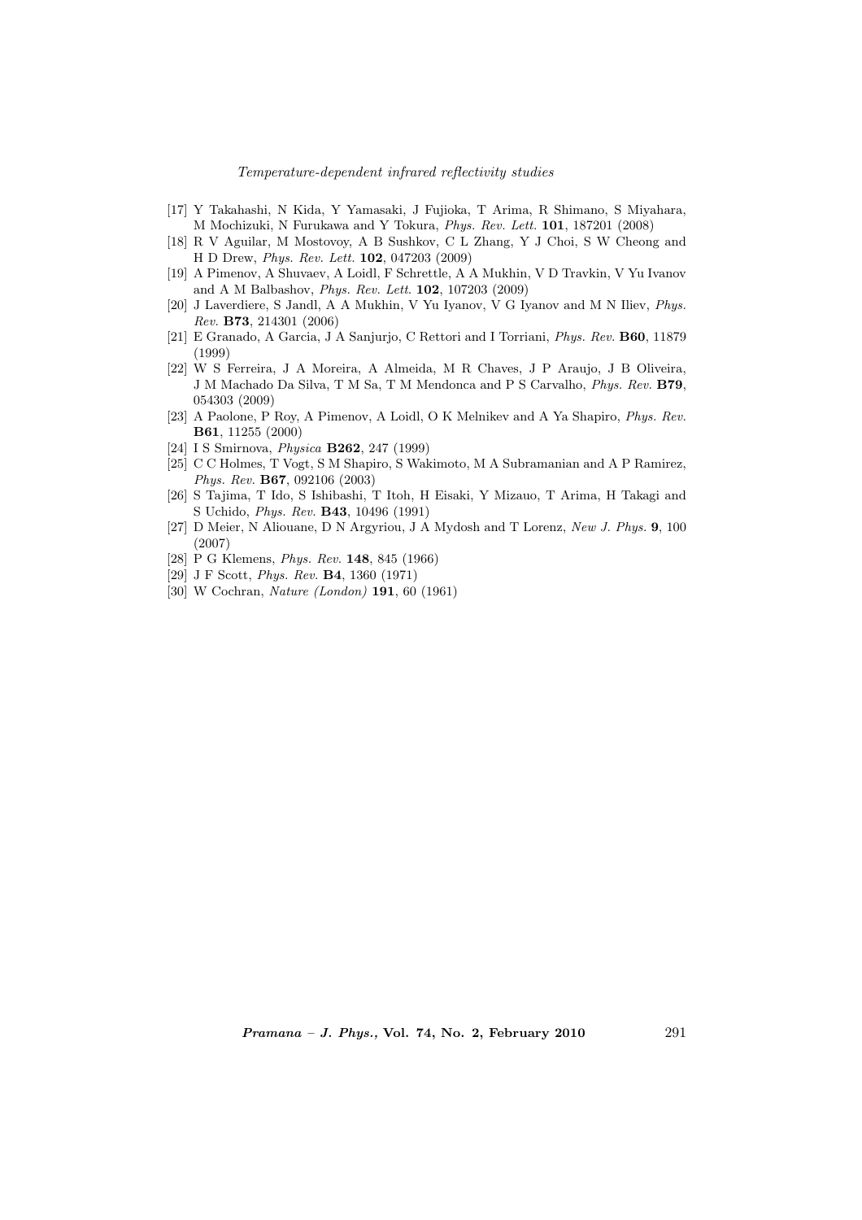[17] Y Takahashi, N Kida, Y Yamasaki, J Fujioka, T Arima, R Shimano, S Miyahara, M Mochizuki, N Furukawa and Y Tokura, *Phys. Rev. Lett.* **101**, 187201 (2008)

[18] R V Aguilar, M Mostovoy, A B Sushkov, C L Zhang, Y J Choi, S W Cheong and H D Drew, *Phys. Rev. Lett.* **102**, 047203 (2009)

[19] A Pimenov, A Shuvaev, A Loidl, F Schrettle, A A Mukhin, V D Travkin, V Yu Ivanov and A M Balbashov, *Phys. Rev. Lett.* **102**, 107203 (2009)

[20] J Laverdiere, S Jandl, A A Mukhin, V Yu Iyanov, V G Iyanov and M N Iliev, *Phys. Rev.* **B73**, 214301 (2006)

[21] E Granado, A Garcia, J A Sanjurjo, C Rettori and I Torriani, *Phys. Rev.* **B60**, 11879 (1999)

[22] W S Ferreira, J A Moreira, A Almeida, M R Chaves, J P Araujo, J B Oliveira, J M Machado Da Silva, T M Sa, T M Mendonca and P S Carvalho, *Phys. Rev.* **B79**, 054303 (2009)

[23] A Paolone, P Roy, A Pimenov, A Loidl, O K Melnikev and A Ya Shapiro, *Phys. Rev.* **B61**, 11255 (2000)

[24] I S Smirnova, *Physica* **B262**, 247 (1999)

[25] C C Holmes, T Vogt, S M Shapiro, S Wakimoto, M A Subramanian and A P Ramirez, *Phys. Rev.* **B67**, 092106 (2003)

[26] S Tajima, T Ido, S Ishibashi, T Itoh, H Eisaki, Y Mizauo, T Arima, H Takagi and S Uchido, *Phys. Rev.* **B43**, 10496 (1991)

[27] D Meier, N Aliouane, D N Argyriou, J A Mydosh and T Lorenz, *New J. Phys.* **9**, 100 (2007)

[28] P G Klemens, *Phys. Rev.* **148**, 845 (1966)

[29] J F Scott, *Phys. Rev.* **B4**, 1360 (1971)

[30] W Cochran, *Nature (London)* **191**, 60 (1961)